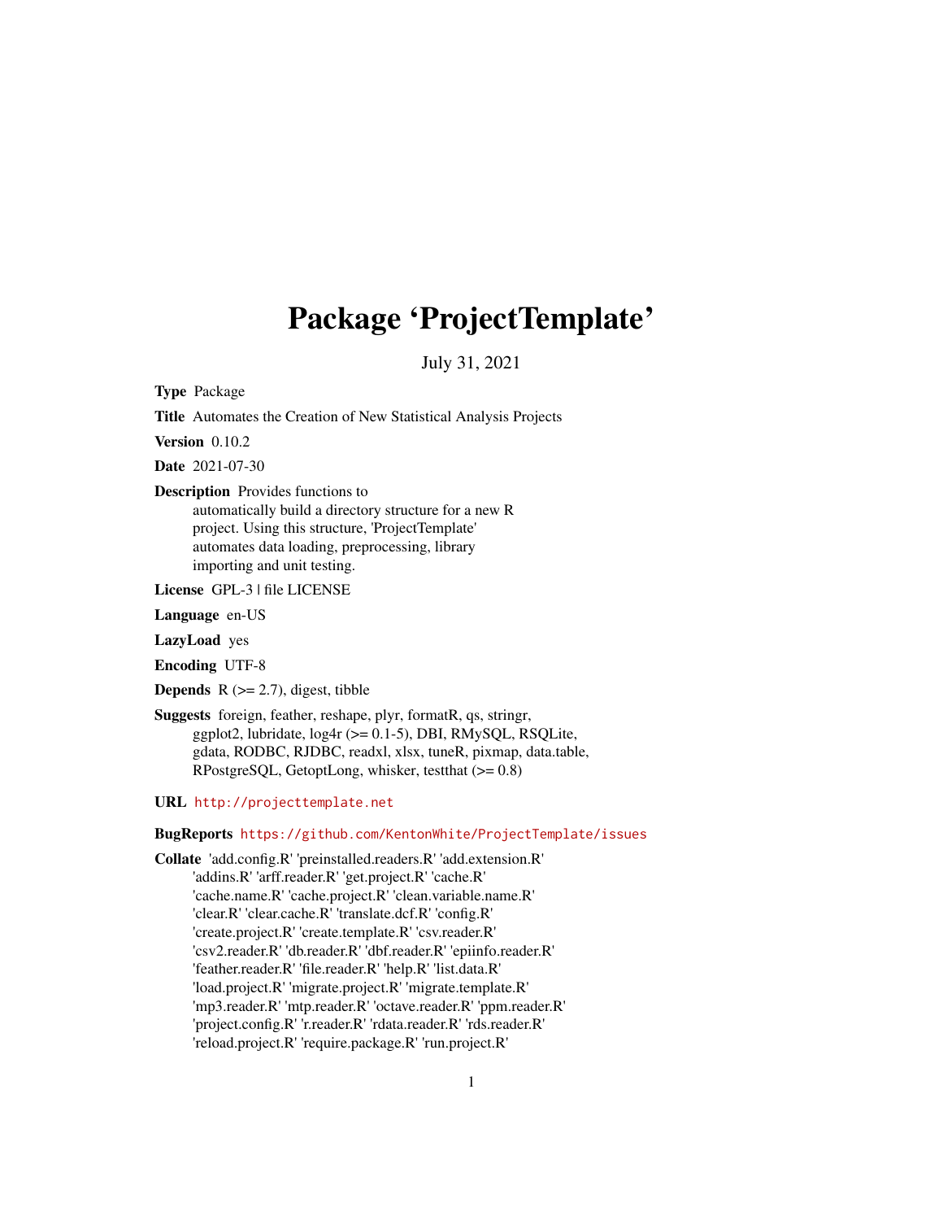# Package 'ProjectTemplate'

July 31, 2021

**Type** Package

**Title** Automates the Creation of New Statistical Analysis Projects

**Version** 0.10.2

**Date** 2021-07-30

**Description** Provides functions to automatically build a directory structure for a new R project. Using this structure, 'ProjectTemplate' automates data loading, preprocessing, library importing and unit testing.

**License** GPL-3 | file LICENSE

**Language** en-US

**LazyLoad** yes

**Encoding** UTF-8

**Depends** R (>= 2.7), digest, tibble

**Suggests** foreign, feather, reshape, plyr, formatR, qs, stringr, ggplot2, lubridate, log4r (>= 0.1-5), DBI, RMySQL, RSQLite, gdata, RODBC, RJDBC, readxl, xlsx, tuneR, pixmap, data.table, RPostgreSQL, GetoptLong, whisker, testthat (>= 0.8)

**URL** http://projecttemplate.net

**BugReports** https://github.com/KentonWhite/ProjectTemplate/issues

**Collate** 'add.config.R' 'preinstalled.readers.R' 'add.extension.R' 'addins.R' 'arff.reader.R' 'get.project.R' 'cache.R' 'cache.name.R' 'cache.project.R' 'clean.variable.name.R' 'clear.R' 'clear.cache.R' 'translate.dcf.R' 'config.R' 'create.project.R' 'create.template.R' 'csv.reader.R' 'csv2.reader.R' 'db.reader.R' 'dbf.reader.R' 'epiinfo.reader.R' 'feather.reader.R' 'file.reader.R' 'help.R' 'list.data.R' 'load.project.R' 'migrate.project.R' 'migrate.template.R' 'mp3.reader.R' 'mtp.reader.R' 'octave.reader.R' 'ppm.reader.R' 'project.config.R' 'r.reader.R' 'rdata.reader.R' 'rds.reader.R' 'reload.project.R' 'require.package.R' 'run.project.R'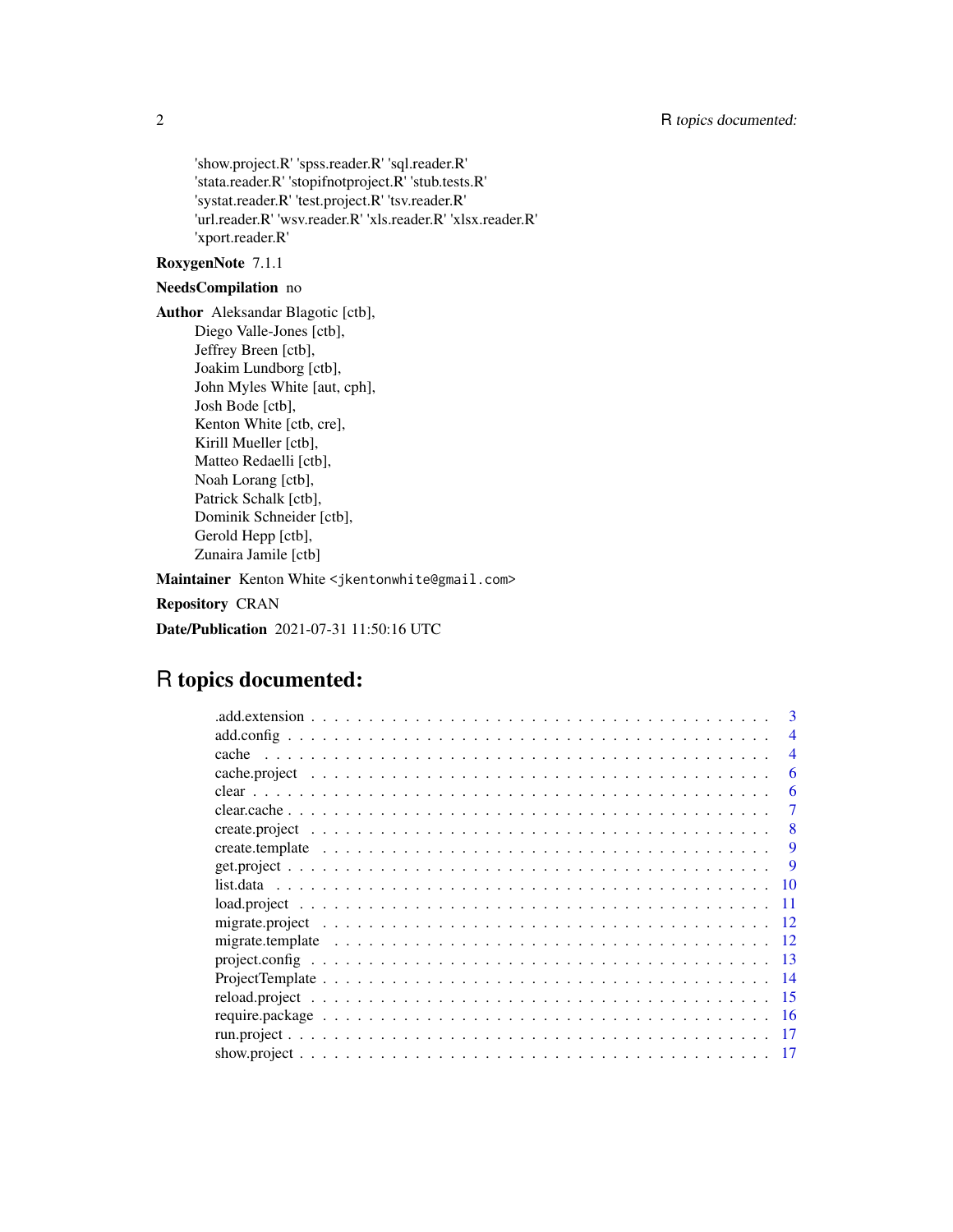'show.project.R' 'spss.reader.R' 'sql.reader.R'
'stata.reader.R' 'stopifnotproject.R' 'stub.tests.R'
'systat.reader.R' 'test.project.R' 'tsv.reader.R'
'url.reader.R' 'wsv.reader.R' 'xls.reader.R' 'xlsx.reader.R'
'xport.reader.R'

**RoxygenNote** 7.1.1

**NeedsCompilation** no

**Author** Aleksandar Blagotic [ctb],
Diego Valle-Jones [ctb],
Jeffrey Breen [ctb],
Joakim Lundborg [ctb],
John Myles White [aut, cph],
Josh Bode [ctb],
Kenton White [ctb, cre],
Kirill Mueller [ctb],
Matteo Redaelli [ctb],
Noah Lorang [ctb],
Patrick Schalk [ctb],
Dominik Schneider [ctb],
Gerold Hepp [ctb],
Zunaira Jamile [ctb]

**Maintainer** Kenton White <jkentonwhite@gmail.com>

**Repository** CRAN

**Date/Publication** 2021-07-31 11:50:16 UTC

# R topics documented:

- .add.extension . . . . . . . . . . . . . . . . . . . . . . . . . . . . . . . . . . . . . . 3
- add.config . . . . . . . . . . . . . . . . . . . . . . . . . . . . . . . . . . . . . . . . 4
- cache . . . . . . . . . . . . . . . . . . . . . . . . . . . . . . . . . . . . . . . . . . 4
- cache.project . . . . . . . . . . . . . . . . . . . . . . . . . . . . . . . . . . . . . . 6
- clear . . . . . . . . . . . . . . . . . . . . . . . . . . . . . . . . . . . . . . . . . . 6
- clear.cache . . . . . . . . . . . . . . . . . . . . . . . . . . . . . . . . . . . . . . . 7
- create.project . . . . . . . . . . . . . . . . . . . . . . . . . . . . . . . . . . . . . . 8
- create.template . . . . . . . . . . . . . . . . . . . . . . . . . . . . . . . . . . . . . 9
- get.project . . . . . . . . . . . . . . . . . . . . . . . . . . . . . . . . . . . . . . . 9
- list.data . . . . . . . . . . . . . . . . . . . . . . . . . . . . . . . . . . . . . . . . . 10
- load.project . . . . . . . . . . . . . . . . . . . . . . . . . . . . . . . . . . . . . . . 11
- migrate.project . . . . . . . . . . . . . . . . . . . . . . . . . . . . . . . . . . . . . 12
- migrate.template . . . . . . . . . . . . . . . . . . . . . . . . . . . . . . . . . . . . 12
- project.config . . . . . . . . . . . . . . . . . . . . . . . . . . . . . . . . . . . . . . 13
- ProjectTemplate . . . . . . . . . . . . . . . . . . . . . . . . . . . . . . . . . . . . . 14
- reload.project . . . . . . . . . . . . . . . . . . . . . . . . . . . . . . . . . . . . . . 15
- require.package . . . . . . . . . . . . . . . . . . . . . . . . . . . . . . . . . . . . . 16
- run.project . . . . . . . . . . . . . . . . . . . . . . . . . . . . . . . . . . . . . . . 17
- show.project . . . . . . . . . . . . . . . . . . . . . . . . . . . . . . . . . . . . . . 17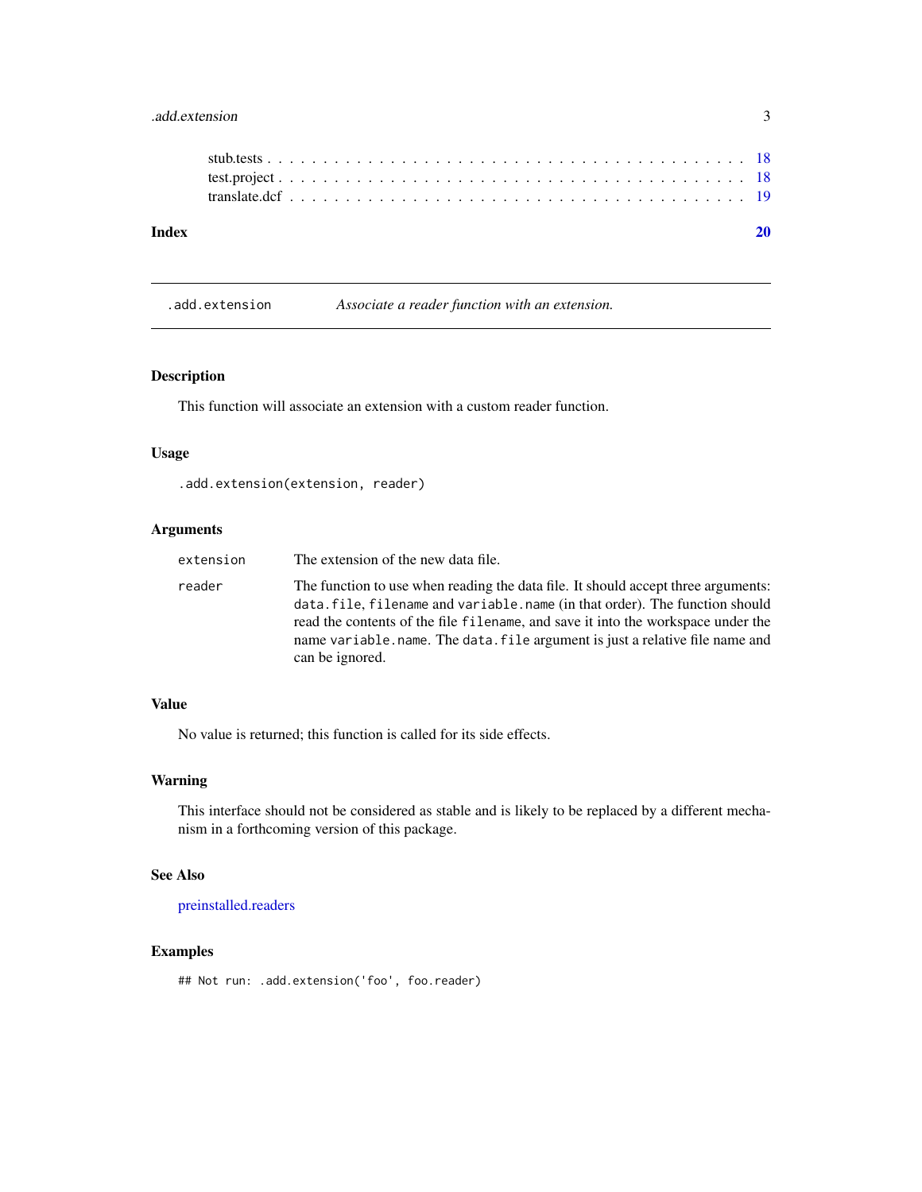stub.tests . . . . . . . . . . . . . . . . . . . . . . . . . . . . . . . . . . . . . . . . . . 18
test.project . . . . . . . . . . . . . . . . . . . . . . . . . . . . . . . . . . . . . . . . . 18
translate.dcf . . . . . . . . . . . . . . . . . . . . . . . . . . . . . . . . . . . . . . . . . 19

**Index** **20**

---

## .add.extension — *Associate a reader function with an extension.*

---

### Description

This function will associate an extension with a custom reader function.

### Usage

```
.add.extension(extension, reader)
```

### Arguments

| | |
|---|---|
| `extension` | The extension of the new data file. |
| `reader` | The function to use when reading the data file. It should accept three arguments: `data.file`, `filename` and `variable.name` (in that order). The function should read the contents of the file `filename`, and save it into the workspace under the name `variable.name`. The `data.file` argument is just a relative file name and can be ignored. |

### Value

No value is returned; this function is called for its side effects.

### Warning

This interface should not be considered as stable and is likely to be replaced by a different mechanism in a forthcoming version of this package.

### See Also

preinstalled.readers

### Examples

```
## Not run: .add.extension('foo', foo.reader)
```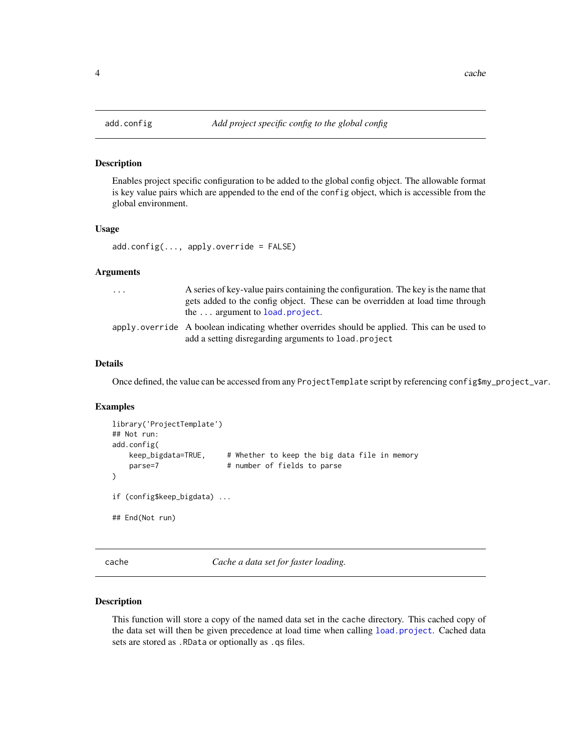## add.config — *Add project specific config to the global config*

### Description

Enables project specific configuration to be added to the global config object. The allowable format is key value pairs which are appended to the end of the `config` object, which is accessible from the global environment.

### Usage

```
add.config(..., apply.override = FALSE)
```

### Arguments

| | |
|---|---|
| `...` | A series of key-value pairs containing the configuration. The key is the name that gets added to the config object. These can be overridden at load time through the `...` argument to `load.project`. |
| `apply.override` | A boolean indicating whether overrides should be applied. This can be used to add a setting disregarding arguments to `load.project` |

### Details

Once defined, the value can be accessed from any `ProjectTemplate` script by referencing `config$my_project_var`.

### Examples

```
library('ProjectTemplate')
## Not run:
add.config(
    keep_bigdata=TRUE,     # Whether to keep the big data file in memory
    parse=7                # number of fields to parse
)

if (config$keep_bigdata) ...

## End(Not run)
```

## cache — *Cache a data set for faster loading.*

### Description

This function will store a copy of the named data set in the `cache` directory. This cached copy of the data set will then be given precedence at load time when calling `load.project`. Cached data sets are stored as `.RData` or optionally as `.qs` files.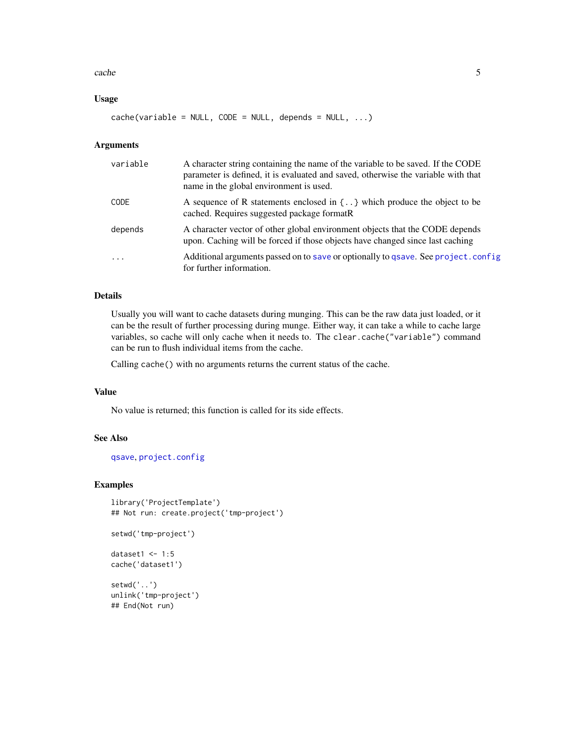### Usage

```
cache(variable = NULL, CODE = NULL, depends = NULL, ...)
```

### Arguments

| | |
|---|---|
| variable | A character string containing the name of the variable to be saved. If the CODE parameter is defined, it is evaluated and saved, otherwise the variable with that name in the global environment is used. |
| CODE | A sequence of R statements enclosed in `{..}` which produce the object to be cached. Requires suggested package formatR |
| depends | A character vector of other global environment objects that the CODE depends upon. Caching will be forced if those objects have changed since last caching |
| ... | Additional arguments passed on to `save` or optionally to `qsave`. See `project.config` for further information. |

### Details

Usually you will want to cache datasets during munging. This can be the raw data just loaded, or it can be the result of further processing during munge. Either way, it can take a while to cache large variables, so cache will only cache when it needs to. The `clear.cache("variable")` command can be run to flush individual items from the cache.

Calling `cache()` with no arguments returns the current status of the cache.

### Value

No value is returned; this function is called for its side effects.

### See Also

`qsave`, `project.config`

### Examples

```
library('ProjectTemplate')
## Not run: create.project('tmp-project')

setwd('tmp-project')

dataset1 <- 1:5
cache('dataset1')

setwd('..')
unlink('tmp-project')
## End(Not run)
```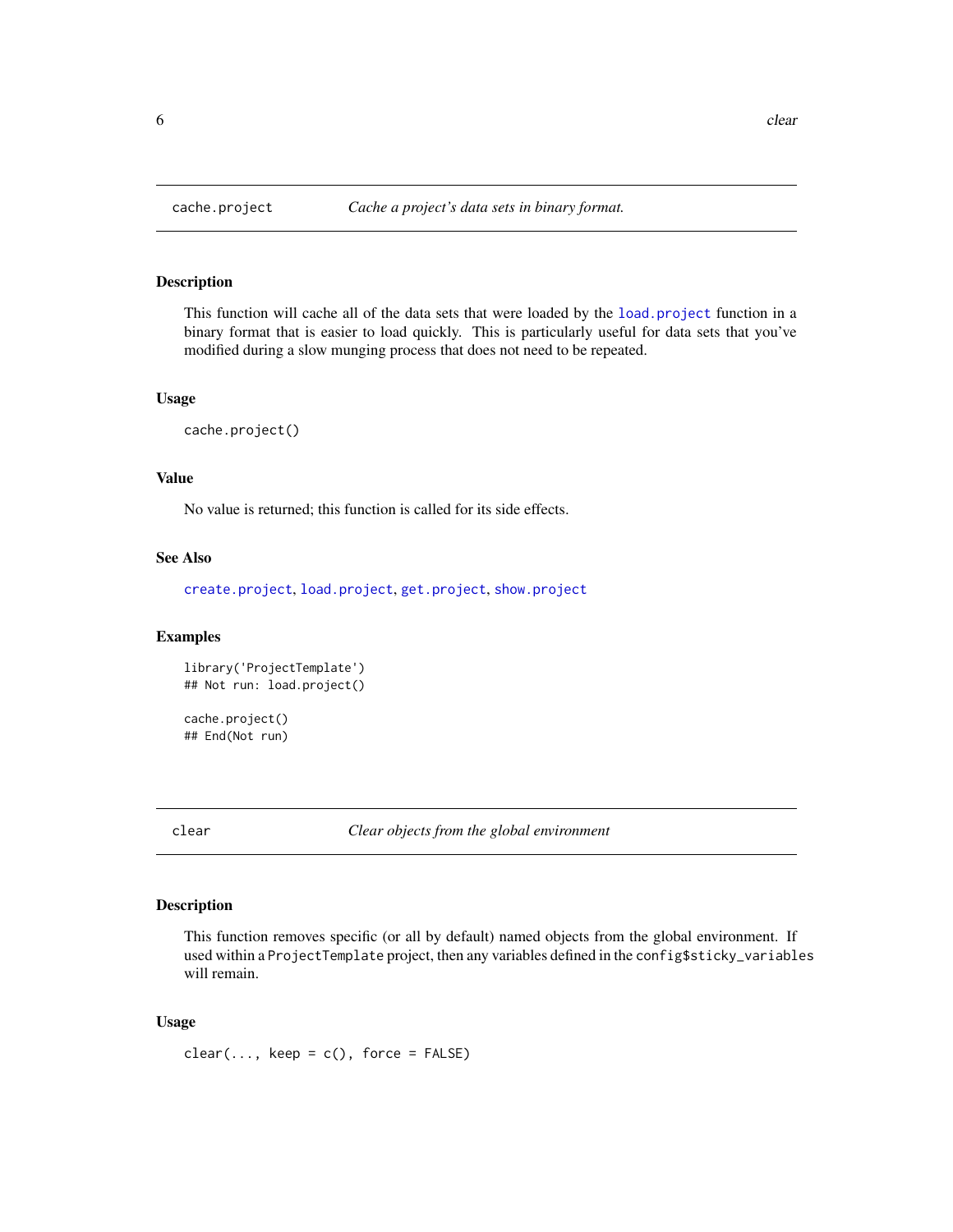## cache.project — *Cache a project's data sets in binary format.*

### Description

This function will cache all of the data sets that were loaded by the `load.project` function in a binary format that is easier to load quickly. This is particularly useful for data sets that you've modified during a slow munging process that does not need to be repeated.

### Usage

```
cache.project()
```

### Value

No value is returned; this function is called for its side effects.

### See Also

`create.project`, `load.project`, `get.project`, `show.project`

### Examples

```
library('ProjectTemplate')
## Not run: load.project()

cache.project()
## End(Not run)
```

## clear — *Clear objects from the global environment*

### Description

This function removes specific (or all by default) named objects from the global environment. If used within a `ProjectTemplate` project, then any variables defined in the `config$sticky_variables` will remain.

### Usage

```
clear(..., keep = c(), force = FALSE)
```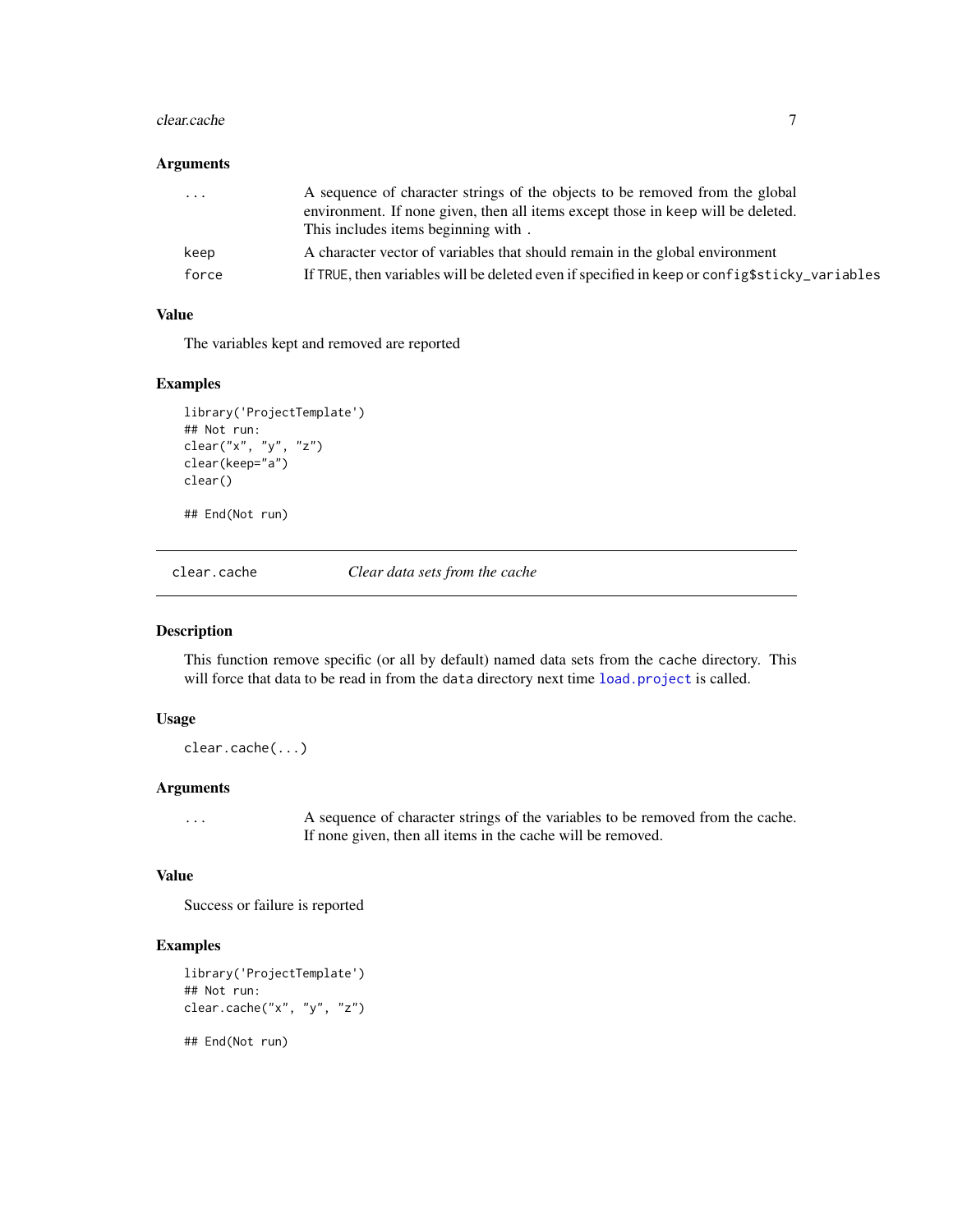### Arguments

| | |
|---|---|
| ... | A sequence of character strings of the objects to be removed from the global environment. If none given, then all items except those in keep will be deleted. This includes items beginning with . |
| keep | A character vector of variables that should remain in the global environment |
| force | If TRUE, then variables will be deleted even if specified in keep or config$sticky_variables |

### Value

The variables kept and removed are reported

### Examples

```
library('ProjectTemplate')
## Not run:
clear("x", "y", "z")
clear(keep="a")
clear()

## End(Not run)
```

---

## clear.cache    *Clear data sets from the cache*

---

### Description

This function remove specific (or all by default) named data sets from the cache directory. This will force that data to be read in from the data directory next time load.project is called.

### Usage

```
clear.cache(...)
```

### Arguments

| | |
|---|---|
| ... | A sequence of character strings of the variables to be removed from the cache. If none given, then all items in the cache will be removed. |

### Value

Success or failure is reported

### Examples

```
library('ProjectTemplate')
## Not run:
clear.cache("x", "y", "z")

## End(Not run)
```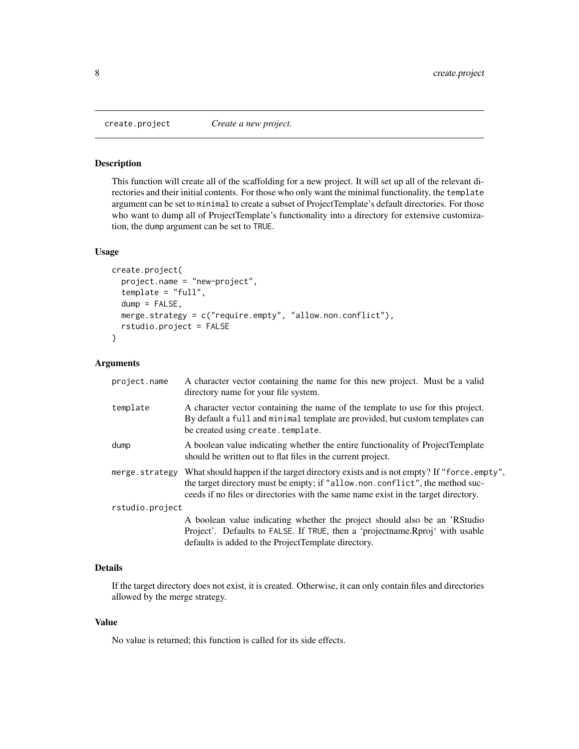# create.project *Create a new project.*

## Description

This function will create all of the scaffolding for a new project. It will set up all of the relevant directories and their initial contents. For those who only want the minimal functionality, the `template` argument can be set to `minimal` to create a subset of ProjectTemplate's default directories. For those who want to dump all of ProjectTemplate's functionality into a directory for extensive customization, the `dump` argument can be set to `TRUE`.

## Usage

```
create.project(
  project.name = "new-project",
  template = "full",
  dump = FALSE,
  merge.strategy = c("require.empty", "allow.non.conflict"),
  rstudio.project = FALSE
)
```

## Arguments

| Argument | Description |
|---|---|
| `project.name` | A character vector containing the name for this new project. Must be a valid directory name for your file system. |
| `template` | A character vector containing the name of the template to use for this project. By default a `full` and `minimal` template are provided, but custom templates can be created using `create.template`. |
| `dump` | A boolean value indicating whether the entire functionality of ProjectTemplate should be written out to flat files in the current project. |
| `merge.strategy` | What should happen if the target directory exists and is not empty? If `"force.empty"`, the target directory must be empty; if `"allow.non.conflict"`, the method succeeds if no files or directories with the same name exist in the target directory. |
| `rstudio.project` | A boolean value indicating whether the project should also be an 'RStudio Project'. Defaults to `FALSE`. If `TRUE`, then a 'projectname.Rproj' with usable defaults is added to the ProjectTemplate directory. |

## Details

If the target directory does not exist, it is created. Otherwise, it can only contain files and directories allowed by the merge strategy.

## Value

No value is returned; this function is called for its side effects.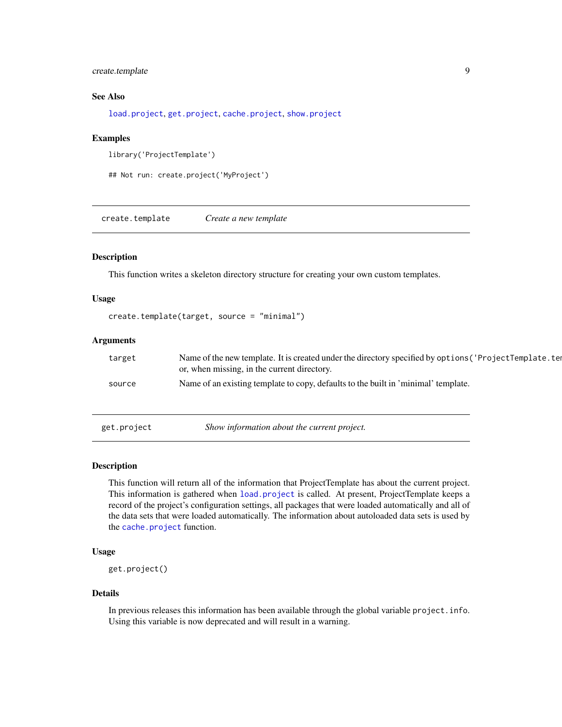### See Also

load.project, get.project, cache.project, show.project

### Examples

```
library('ProjectTemplate')

## Not run: create.project('MyProject')
```

---

## create.template *Create a new template*

### Description

This function writes a skeleton directory structure for creating your own custom templates.

### Usage

```
create.template(target, source = "minimal")
```

### Arguments

| | |
|---|---|
| target | Name of the new template. It is created under the directory specified by options('ProjectTemplate.ter or, when missing, in the current directory. |
| source | Name of an existing template to copy, defaults to the built in 'minimal' template. |

---

## get.project *Show information about the current project.*

### Description

This function will return all of the information that ProjectTemplate has about the current project. This information is gathered when load.project is called. At present, ProjectTemplate keeps a record of the project's configuration settings, all packages that were loaded automatically and all of the data sets that were loaded automatically. The information about autoloaded data sets is used by the cache.project function.

### Usage

```
get.project()
```

### Details

In previous releases this information has been available through the global variable project.info. Using this variable is now deprecated and will result in a warning.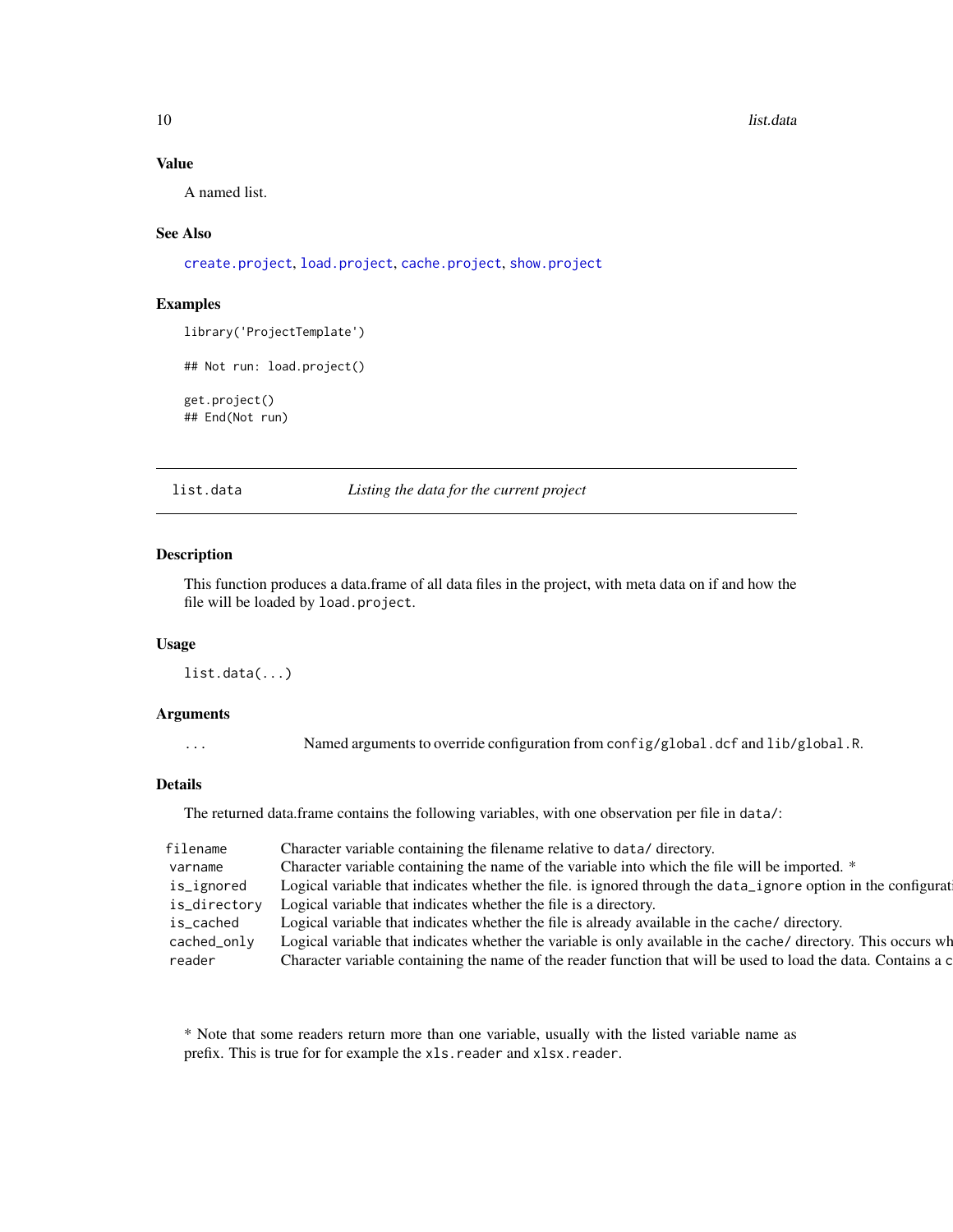### Value

A named list.

### See Also

create.project, load.project, cache.project, show.project

### Examples

```
library('ProjectTemplate')

## Not run: load.project()

get.project()
## End(Not run)
```

---

## list.data — *Listing the data for the current project*

### Description

This function produces a data.frame of all data files in the project, with meta data on if and how the file will be loaded by `load.project`.

### Usage

```
list.data(...)
```

### Arguments

| | |
|---|---|
| `...` | Named arguments to override configuration from `config/global.dcf` and `lib/global.R`. |

### Details

The returned data.frame contains the following variables, with one observation per file in `data/`:

| | |
|---|---|
| `filename` | Character variable containing the filename relative to `data/` directory. |
| `varname` | Character variable containing the name of the variable into which the file will be imported. * |
| `is_ignored` | Logical variable that indicates whether the file. is ignored through the `data_ignore` option in the configurat |
| `is_directory` | Logical variable that indicates whether the file is a directory. |
| `is_cached` | Logical variable that indicates whether the file is already available in the `cache/` directory. |
| `cached_only` | Logical variable that indicates whether the variable is only available in the `cache/` directory. This occurs wh |
| `reader` | Character variable containing the name of the reader function that will be used to load the data. Contains a c |

* Note that some readers return more than one variable, usually with the listed variable name as prefix. This is true for for example the `xls.reader` and `xlsx.reader`.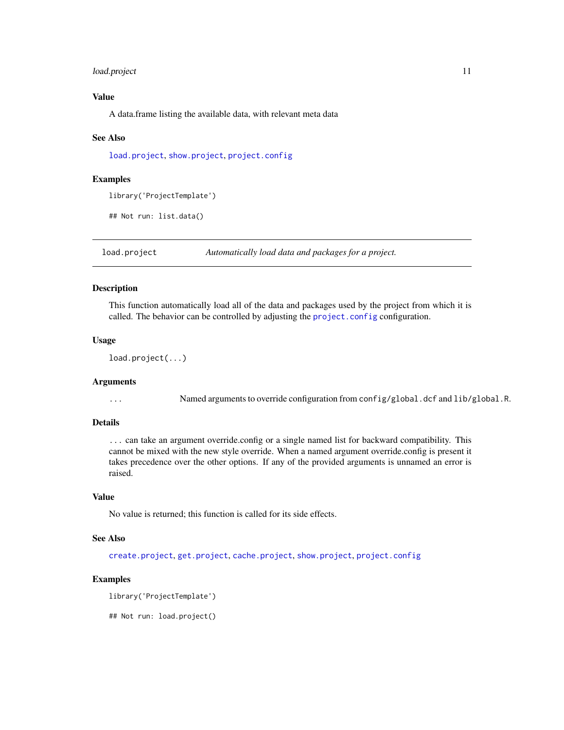### Value

A data.frame listing the available data, with relevant meta data

### See Also

`load.project`, `show.project`, `project.config`

### Examples

```
library('ProjectTemplate')

## Not run: list.data()
```

---

## load.project — *Automatically load data and packages for a project.*

---

### Description

This function automatically load all of the data and packages used by the project from which it is called. The behavior can be controlled by adjusting the `project.config` configuration.

### Usage

```
load.project(...)
```

### Arguments

`...` Named arguments to override configuration from `config/global.dcf` and `lib/global.R`.

### Details

`...` can take an argument override.config or a single named list for backward compatibility. This cannot be mixed with the new style override. When a named argument override.config is present it takes precedence over the other options. If any of the provided arguments is unnamed an error is raised.

### Value

No value is returned; this function is called for its side effects.

### See Also

`create.project`, `get.project`, `cache.project`, `show.project`, `project.config`

### Examples

```
library('ProjectTemplate')

## Not run: load.project()
```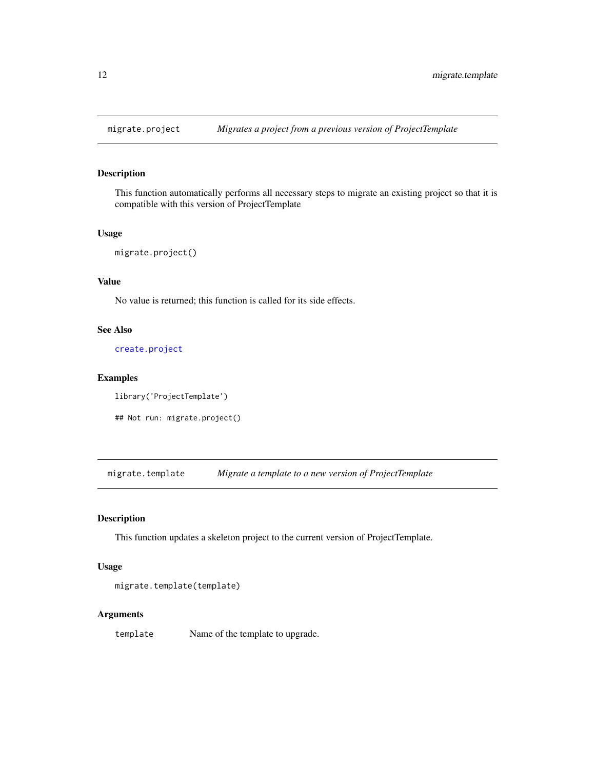## migrate.project — *Migrates a project from a previous version of ProjectTemplate*

### Description

This function automatically performs all necessary steps to migrate an existing project so that it is compatible with this version of ProjectTemplate

### Usage

```
migrate.project()
```

### Value

No value is returned; this function is called for its side effects.

### See Also

`create.project`

### Examples

```
library('ProjectTemplate')

## Not run: migrate.project()
```

## migrate.template — *Migrate a template to a new version of ProjectTemplate*

### Description

This function updates a skeleton project to the current version of ProjectTemplate.

### Usage

```
migrate.template(template)
```

### Arguments

| | |
|---|---|
| `template` | Name of the template to upgrade. |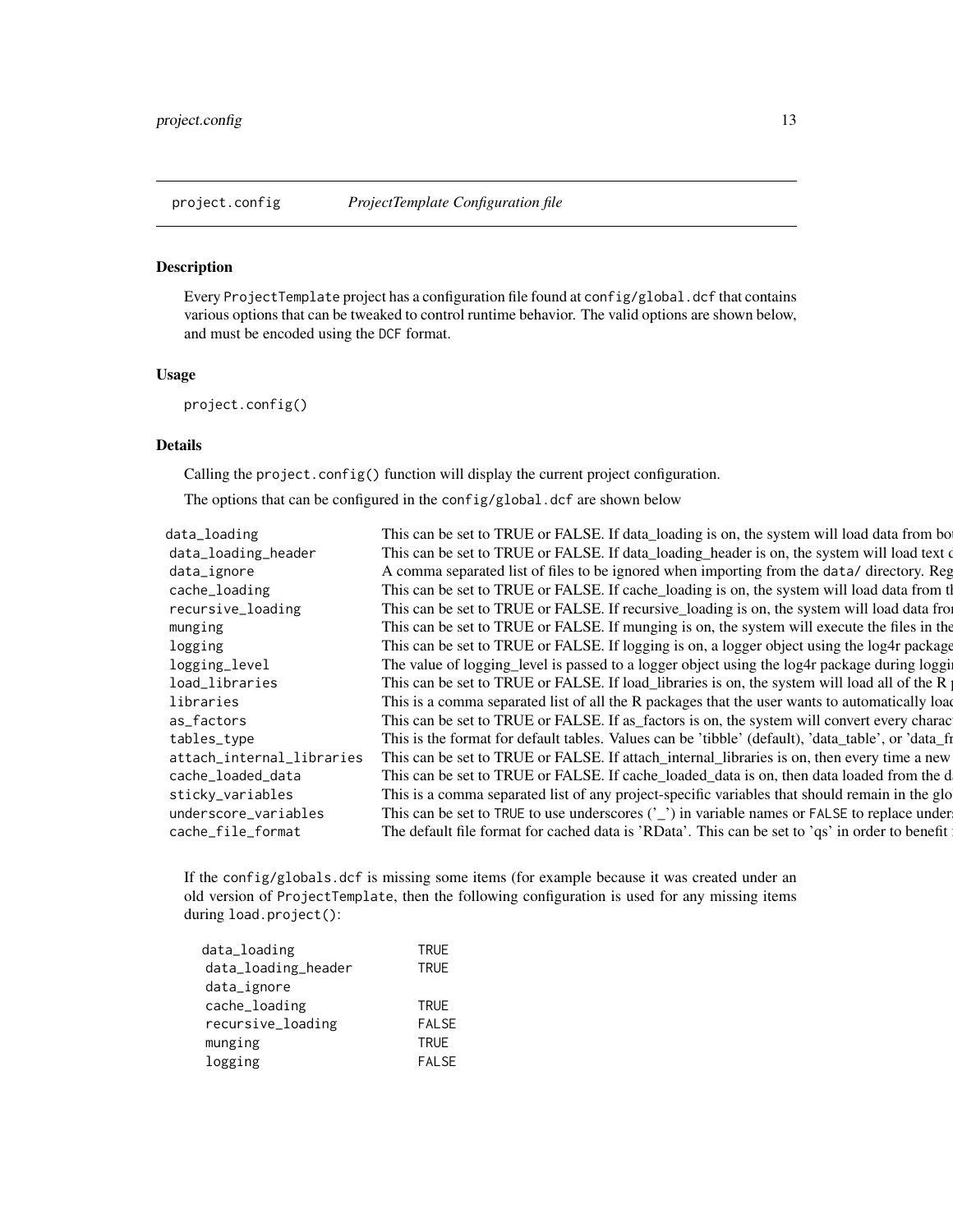## project.config — *ProjectTemplate Configuration file*

### Description

Every `ProjectTemplate` project has a configuration file found at `config/global.dcf` that contains various options that can be tweaked to control runtime behavior. The valid options are shown below, and must be encoded using the `DCF` format.

### Usage

```
project.config()
```

### Details

Calling the `project.config()` function will display the current project configuration.

The options that can be configured in the `config/global.dcf` are shown below

| | |
|---|---|
| `data_loading` | This can be set to TRUE or FALSE. If data_loading is on, the system will load data from bo |
| `data_loading_header` | This can be set to TRUE or FALSE. If data_loading_header is on, the system will load text c |
| `data_ignore` | A comma separated list of files to be ignored when importing from the `data/` directory. Reg |
| `cache_loading` | This can be set to TRUE or FALSE. If cache_loading is on, the system will load data from th |
| `recursive_loading` | This can be set to TRUE or FALSE. If recursive_loading is on, the system will load data fro |
| `munging` | This can be set to TRUE or FALSE. If munging is on, the system will execute the files in the |
| `logging` | This can be set to TRUE or FALSE. If logging is on, a logger object using the log4r package |
| `logging_level` | The value of logging_level is passed to a logger object using the log4r package during loggi |
| `load_libraries` | This can be set to TRUE or FALSE. If load_libraries is on, the system will load all of the R p |
| `libraries` | This is a comma separated list of all the R packages that the user wants to automatically loa |
| `as_factors` | This can be set to TRUE or FALSE. If as_factors is on, the system will convert every charac |
| `tables_type` | This is the format for default tables. Values can be 'tibble' (default), 'data_table', or 'data_fr |
| `attach_internal_libraries` | This can be set to TRUE or FALSE. If attach_internal_libraries is on, then every time a new |
| `cache_loaded_data` | This can be set to TRUE or FALSE. If cache_loaded_data is on, then data loaded from the d |
| `sticky_variables` | This is a comma separated list of any project-specific variables that should remain in the glo |
| `underscore_variables` | This can be set to `TRUE` to use underscores ('_') in variable names or `FALSE` to replace unders |
| `cache_file_format` | The default file format for cached data is 'RData'. This can be set to 'qs' in order to benefit |

If the `config/globals.dcf` is missing some items (for example because it was created under an old version of `ProjectTemplate`, then the following configuration is used for any missing items during `load.project()`:

```
data_loading            TRUE
data_loading_header     TRUE
data_ignore
cache_loading           TRUE
recursive_loading       FALSE
munging                 TRUE
logging                 FALSE
```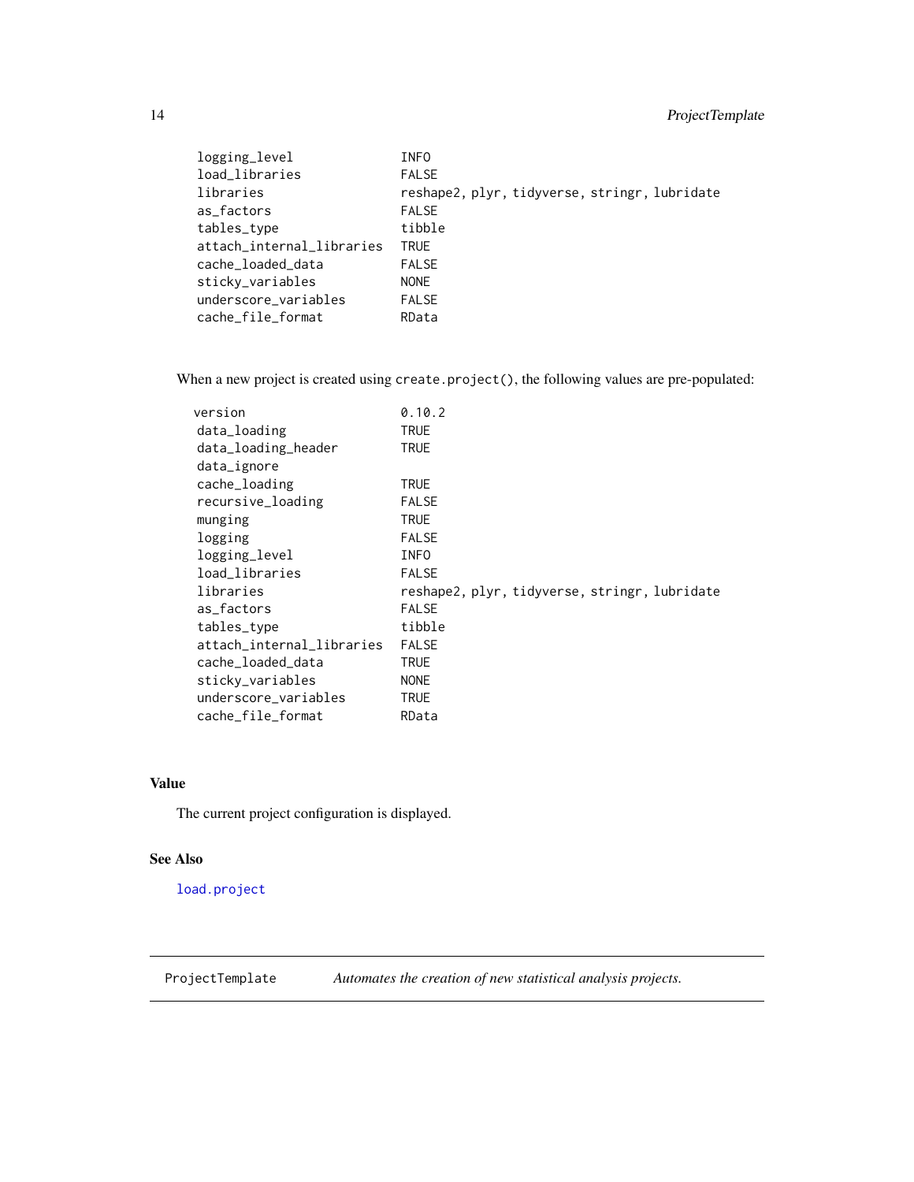```
logging_level              INFO
load_libraries             FALSE
libraries                  reshape2, plyr, tidyverse, stringr, lubridate
as_factors                 FALSE
tables_type                tibble
attach_internal_libraries  TRUE
cache_loaded_data          FALSE
sticky_variables           NONE
underscore_variables       FALSE
cache_file_format          RData
```

When a new project is created using `create.project()`, the following values are pre-populated:

```
version                    0.10.2
data_loading               TRUE
data_loading_header        TRUE
data_ignore
cache_loading              TRUE
recursive_loading          FALSE
munging                    TRUE
logging                    FALSE
logging_level              INFO
load_libraries             FALSE
libraries                  reshape2, plyr, tidyverse, stringr, lubridate
as_factors                 FALSE
tables_type                tibble
attach_internal_libraries  FALSE
cache_loaded_data          TRUE
sticky_variables           NONE
underscore_variables       TRUE
cache_file_format          RData
```

### Value

The current project configuration is displayed.

### See Also

`load.project`

---

## ProjectTemplate — *Automates the creation of new statistical analysis projects.*

---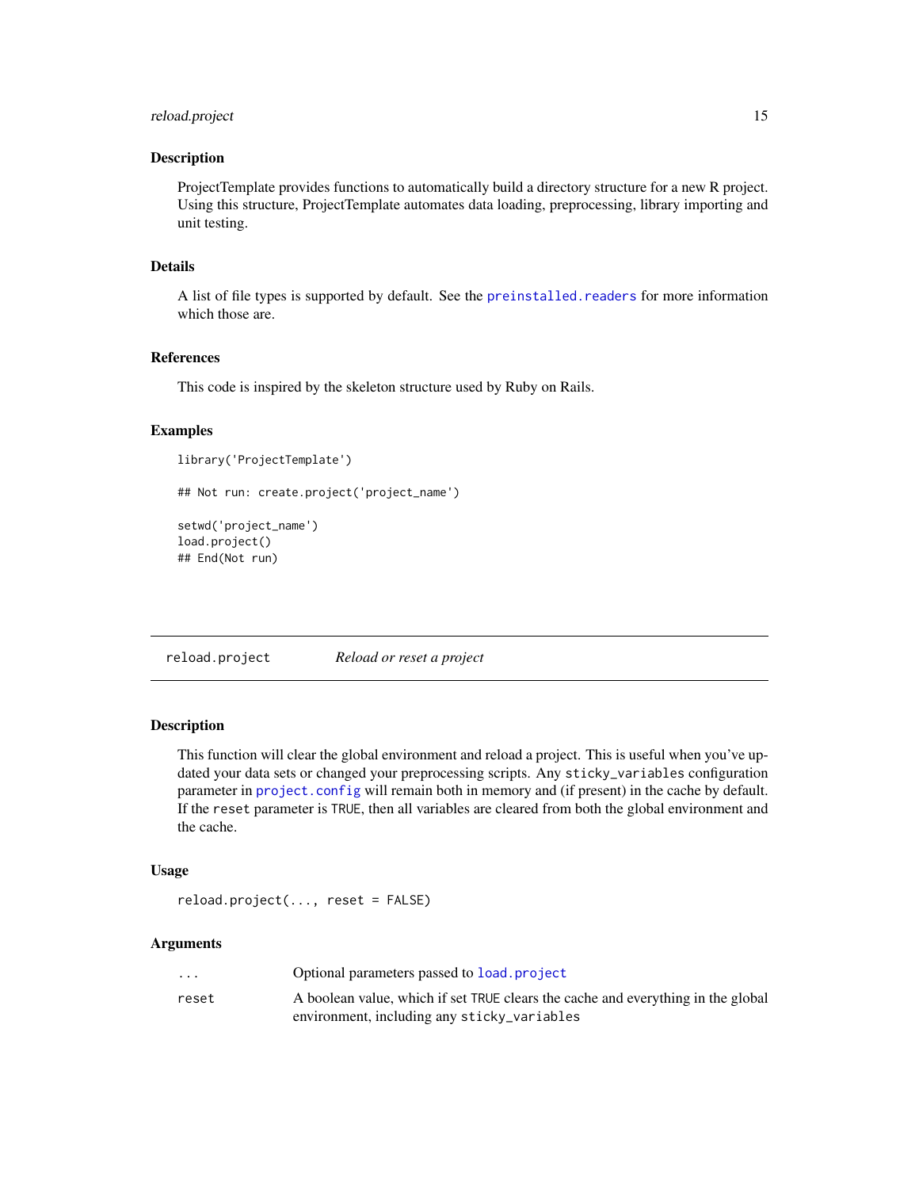### Description

ProjectTemplate provides functions to automatically build a directory structure for a new R project. Using this structure, ProjectTemplate automates data loading, preprocessing, library importing and unit testing.

### Details

A list of file types is supported by default. See the `preinstalled.readers` for more information which those are.

### References

This code is inspired by the skeleton structure used by Ruby on Rails.

### Examples

```
library('ProjectTemplate')

## Not run: create.project('project_name')

setwd('project_name')
load.project()
## End(Not run)
```

---

## `reload.project` *Reload or reset a project*

---

### Description

This function will clear the global environment and reload a project. This is useful when you've updated your data sets or changed your preprocessing scripts. Any `sticky_variables` configuration parameter in `project.config` will remain both in memory and (if present) in the cache by default. If the `reset` parameter is `TRUE`, then all variables are cleared from both the global environment and the cache.

### Usage

```
reload.project(..., reset = FALSE)
```

### Arguments

| | |
|---|---|
| `...` | Optional parameters passed to `load.project` |
| `reset` | A boolean value, which if set `TRUE` clears the cache and everything in the global environment, including any `sticky_variables` |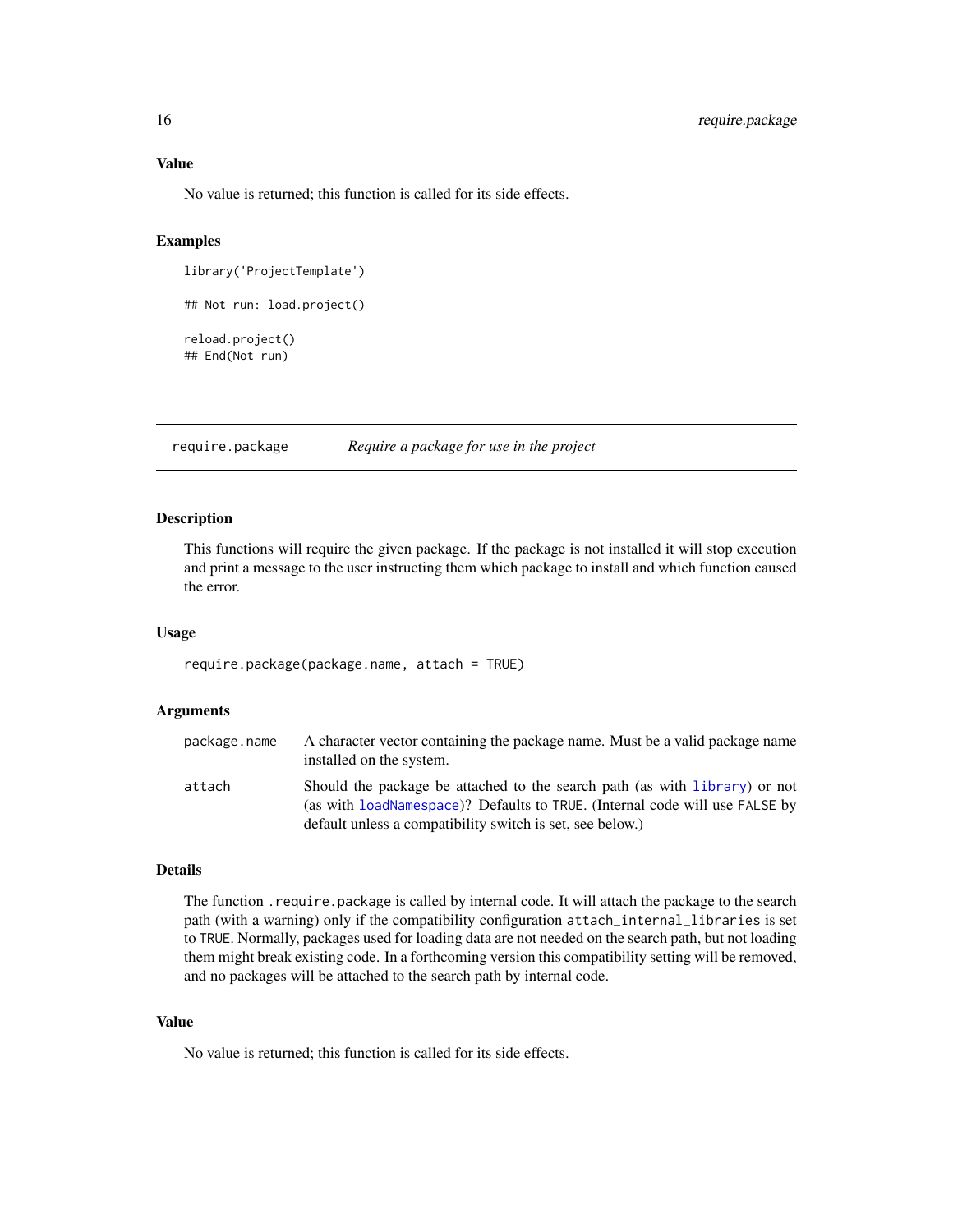### Value

No value is returned; this function is called for its side effects.

### Examples

```
library('ProjectTemplate')

## Not run: load.project()

reload.project()
## End(Not run)
```

---

## require.package    *Require a package for use in the project*

---

### Description

This functions will require the given package. If the package is not installed it will stop execution and print a message to the user instructing them which package to install and which function caused the error.

### Usage

```
require.package(package.name, attach = TRUE)
```

### Arguments

| | |
|---|---|
| `package.name` | A character vector containing the package name. Must be a valid package name installed on the system. |
| `attach` | Should the package be attached to the search path (as with `library`) or not (as with `loadNamespace`)? Defaults to `TRUE`. (Internal code will use `FALSE` by default unless a compatibility switch is set, see below.) |

### Details

The function `.require.package` is called by internal code. It will attach the package to the search path (with a warning) only if the compatibility configuration `attach_internal_libraries` is set to `TRUE`. Normally, packages used for loading data are not needed on the search path, but not loading them might break existing code. In a forthcoming version this compatibility setting will be removed, and no packages will be attached to the search path by internal code.

### Value

No value is returned; this function is called for its side effects.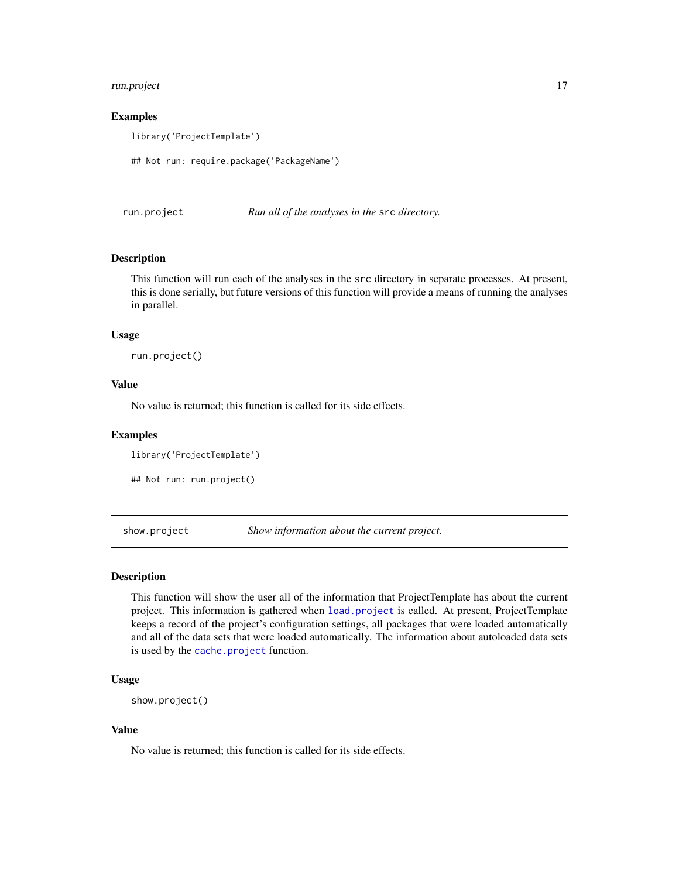### Examples

```
library('ProjectTemplate')

## Not run: require.package('PackageName')
```

---

## run.project *Run all of the analyses in the* `src` *directory.*

### Description

This function will run each of the analyses in the `src` directory in separate processes. At present, this is done serially, but future versions of this function will provide a means of running the analyses in parallel.

### Usage

```
run.project()
```

### Value

No value is returned; this function is called for its side effects.

### Examples

```
library('ProjectTemplate')

## Not run: run.project()
```

---

## show.project *Show information about the current project.*

### Description

This function will show the user all of the information that ProjectTemplate has about the current project. This information is gathered when `load.project` is called. At present, ProjectTemplate keeps a record of the project's configuration settings, all packages that were loaded automatically and all of the data sets that were loaded automatically. The information about autoloaded data sets is used by the `cache.project` function.

### Usage

```
show.project()
```

### Value

No value is returned; this function is called for its side effects.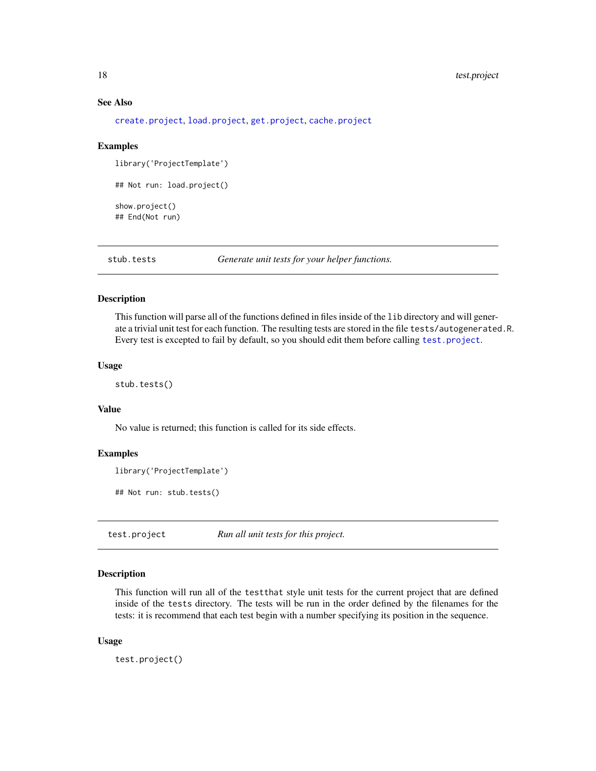### See Also

create.project, load.project, get.project, cache.project

### Examples

```
library('ProjectTemplate')

## Not run: load.project()

show.project()
## End(Not run)
```

---

## stub.tests — *Generate unit tests for your helper functions.*

### Description

This function will parse all of the functions defined in files inside of the `lib` directory and will generate a trivial unit test for each function. The resulting tests are stored in the file `tests/autogenerated.R`. Every test is excepted to fail by default, so you should edit them before calling test.project.

### Usage

```
stub.tests()
```

### Value

No value is returned; this function is called for its side effects.

### Examples

```
library('ProjectTemplate')

## Not run: stub.tests()
```

---

## test.project — *Run all unit tests for this project.*

### Description

This function will run all of the `testthat` style unit tests for the current project that are defined inside of the `tests` directory. The tests will be run in the order defined by the filenames for the tests: it is recommend that each test begin with a number specifying its position in the sequence.

### Usage

```
test.project()
```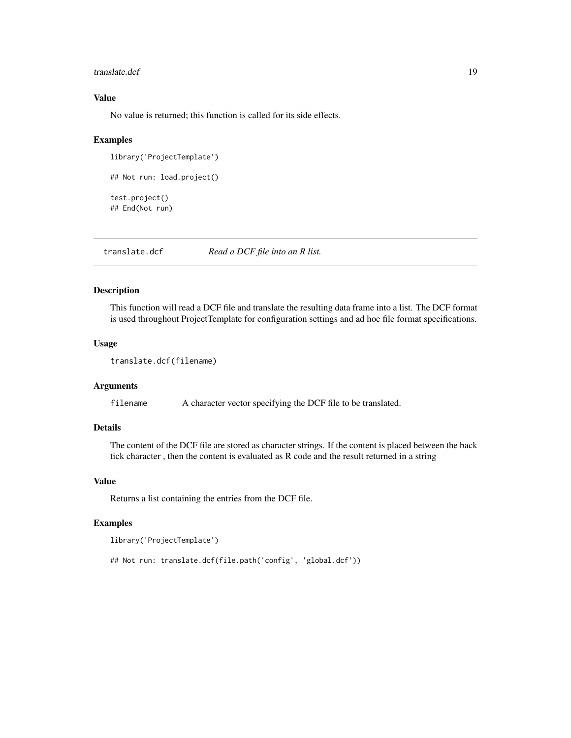### Value

No value is returned; this function is called for its side effects.

### Examples

```
library('ProjectTemplate')

## Not run: load.project()

test.project()
## End(Not run)
```

---

## translate.dcf *Read a DCF file into an R list.*

---

### Description

This function will read a DCF file and translate the resulting data frame into a list. The DCF format is used throughout ProjectTemplate for configuration settings and ad hoc file format specifications.

### Usage

```
translate.dcf(filename)
```

### Arguments

| | |
|---|---|
| `filename` | A character vector specifying the DCF file to be translated. |

### Details

The content of the DCF file are stored as character strings. If the content is placed between the back tick character , then the content is evaluated as R code and the result returned in a string

### Value

Returns a list containing the entries from the DCF file.

### Examples

```
library('ProjectTemplate')

## Not run: translate.dcf(file.path('config', 'global.dcf'))
```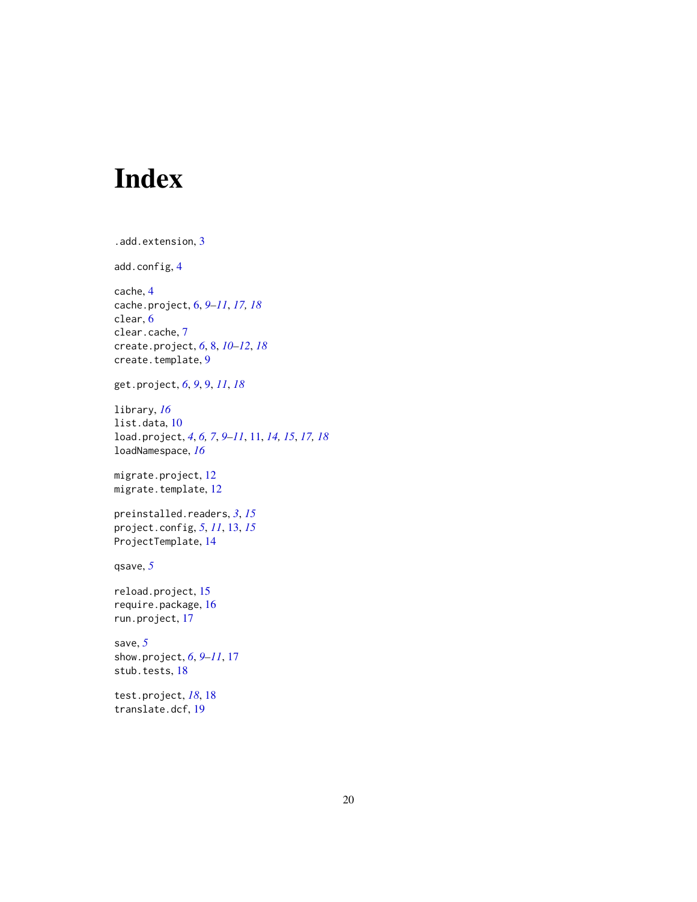# Index

.add.extension, 3

add.config, 4

cache, 4
cache.project, 6, *9–11*, *17, 18*
clear, 6
clear.cache, 7
create.project, *6*, 8, *10–12*, *18*
create.template, 9

get.project, *6*, *9*, 9, *11*, *18*

library, *16*
list.data, 10
load.project, *4*, *6, 7*, *9–11*, 11, *14, 15*, *17, 18*
loadNamespace, *16*

migrate.project, 12
migrate.template, 12

preinstalled.readers, *3*, *15*
project.config, *5*, *11*, 13, *15*
ProjectTemplate, 14

qsave, *5*

reload.project, 15
require.package, 16
run.project, 17

save, *5*
show.project, *6*, *9–11*, 17
stub.tests, 18

test.project, *18*, 18
translate.dcf, 19